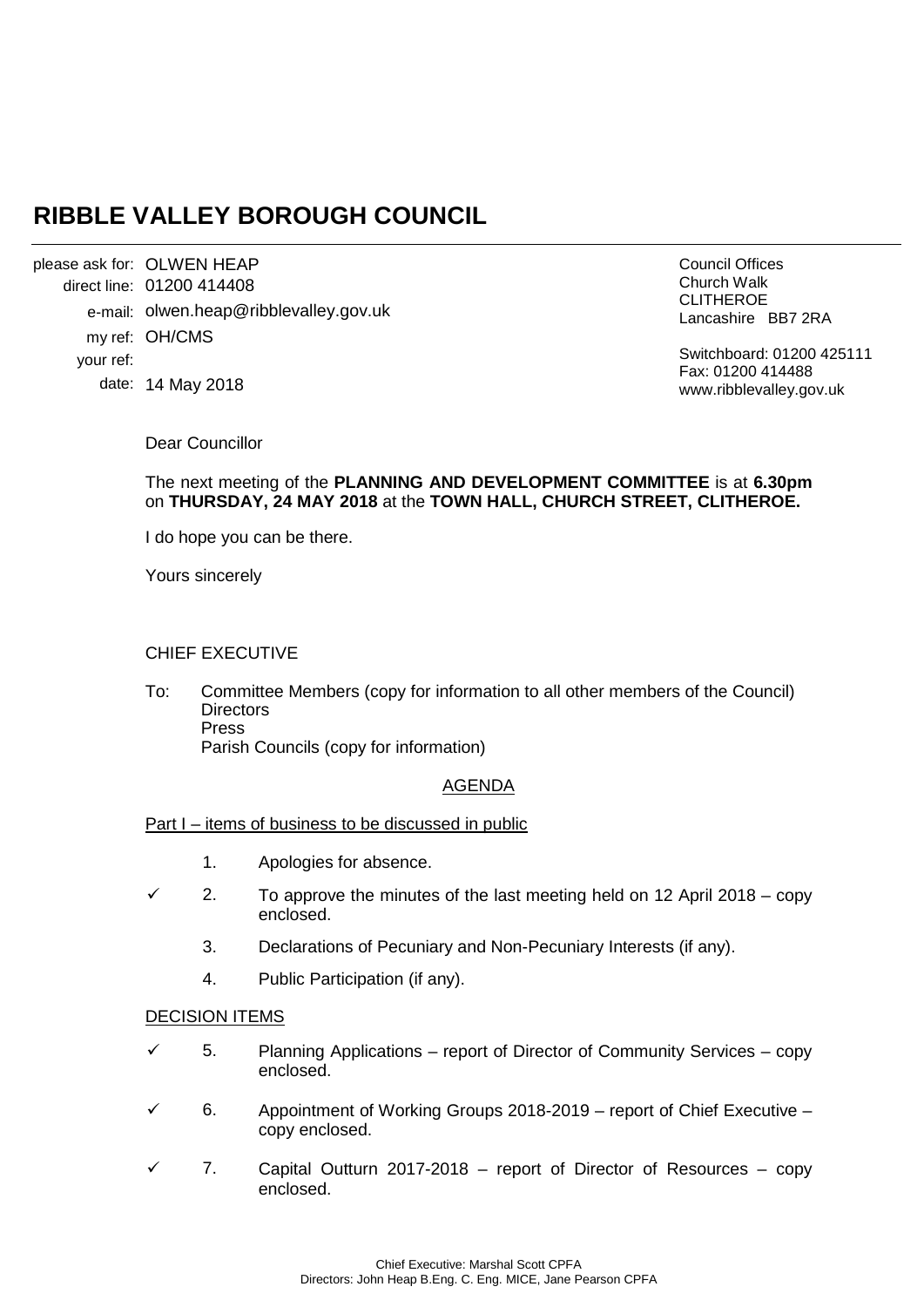# RIBBLE VALLEY BOROUGH COUNCIL

please ask for: OLWEN HEAP
direct line: 01200 414408
e-mail: olwen.heap@ribblevalley.gov.uk
my ref: OH/CMS
your ref:
date: 14 May 2018

Council Offices
Church Walk
CLITHEROE
Lancashire BB7 2RA

Switchboard: 01200 425111
Fax: 01200 414488
www.ribblevalley.gov.uk

Dear Councillor

The next meeting of the **PLANNING AND DEVELOPMENT COMMITTEE** is at **6.30pm** on **THURSDAY, 24 MAY 2018** at the **TOWN HALL, CHURCH STREET, CLITHEROE.**

I do hope you can be there.

Yours sincerely

CHIEF EXECUTIVE

To: Committee Members (copy for information to all other members of the Council)
Directors
Press
Parish Councils (copy for information)

## AGENDA

Part I – items of business to be discussed in public

1. Apologies for absence.
2. ✓ To approve the minutes of the last meeting held on 12 April 2018 – copy enclosed.
3. Declarations of Pecuniary and Non-Pecuniary Interests (if any).
4. Public Participation (if any).

DECISION ITEMS

5. ✓ Planning Applications – report of Director of Community Services – copy enclosed.
6. ✓ Appointment of Working Groups 2018-2019 – report of Chief Executive – copy enclosed.
7. ✓ Capital Outturn 2017-2018 – report of Director of Resources – copy enclosed.

Chief Executive: Marshal Scott CPFA
Directors: John Heap B.Eng. C. Eng. MICE, Jane Pearson CPFA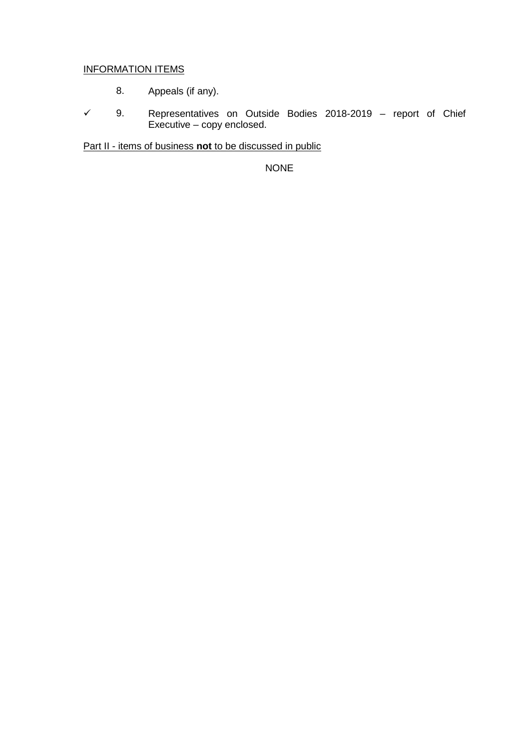INFORMATION ITEMS

8. Appeals (if any).

✓ 9. Representatives on Outside Bodies 2018-2019 – report of Chief Executive – copy enclosed.

Part II - items of business **not** to be discussed in public

NONE